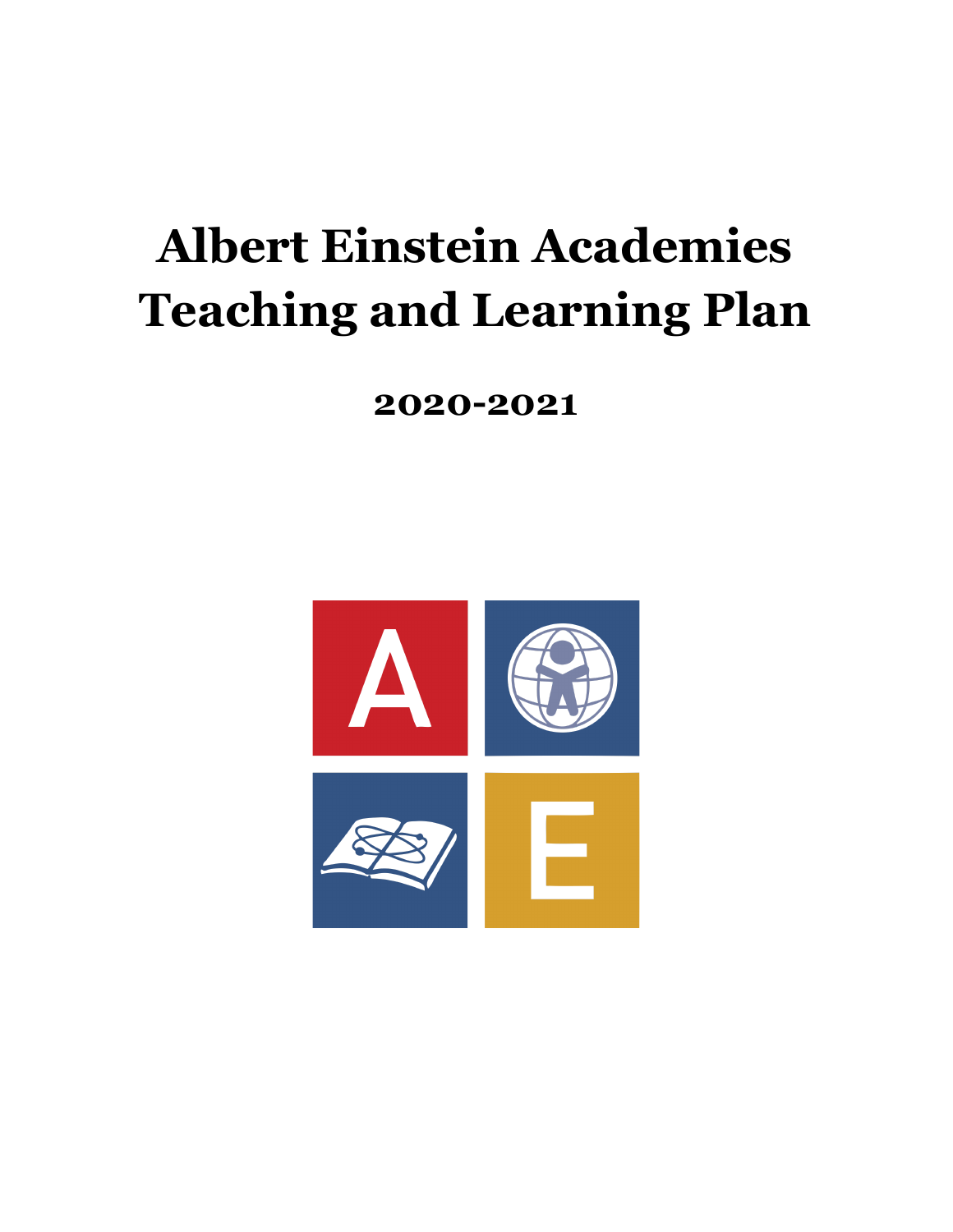# Albert Einstein Academies Teaching and Learning Plan

## 2020-2021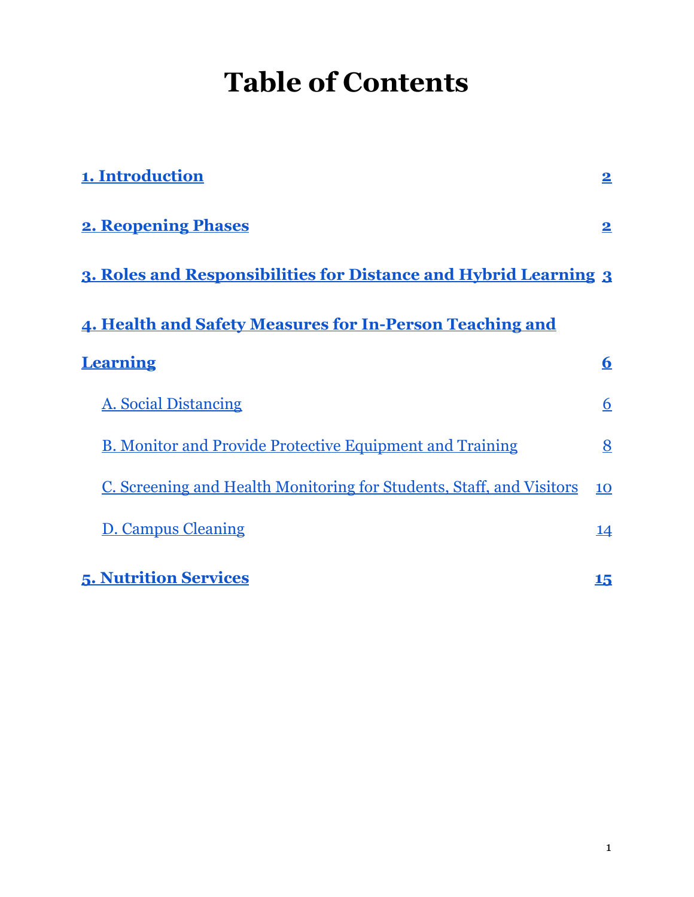# Table of Contents

| | |
|---|---|
| **1. Introduction** | **2** |
| **2. Reopening Phases** | **2** |
| **3. Roles and Responsibilities for Distance and Hybrid Learning** | **3** |
| **4. Health and Safety Measures for In-Person Teaching and Learning** | **6** |
| A. Social Distancing | 6 |
| B. Monitor and Provide Protective Equipment and Training | 8 |
| C. Screening and Health Monitoring for Students, Staff, and Visitors | 10 |
| D. Campus Cleaning | 14 |
| **5. Nutrition Services** | **15** |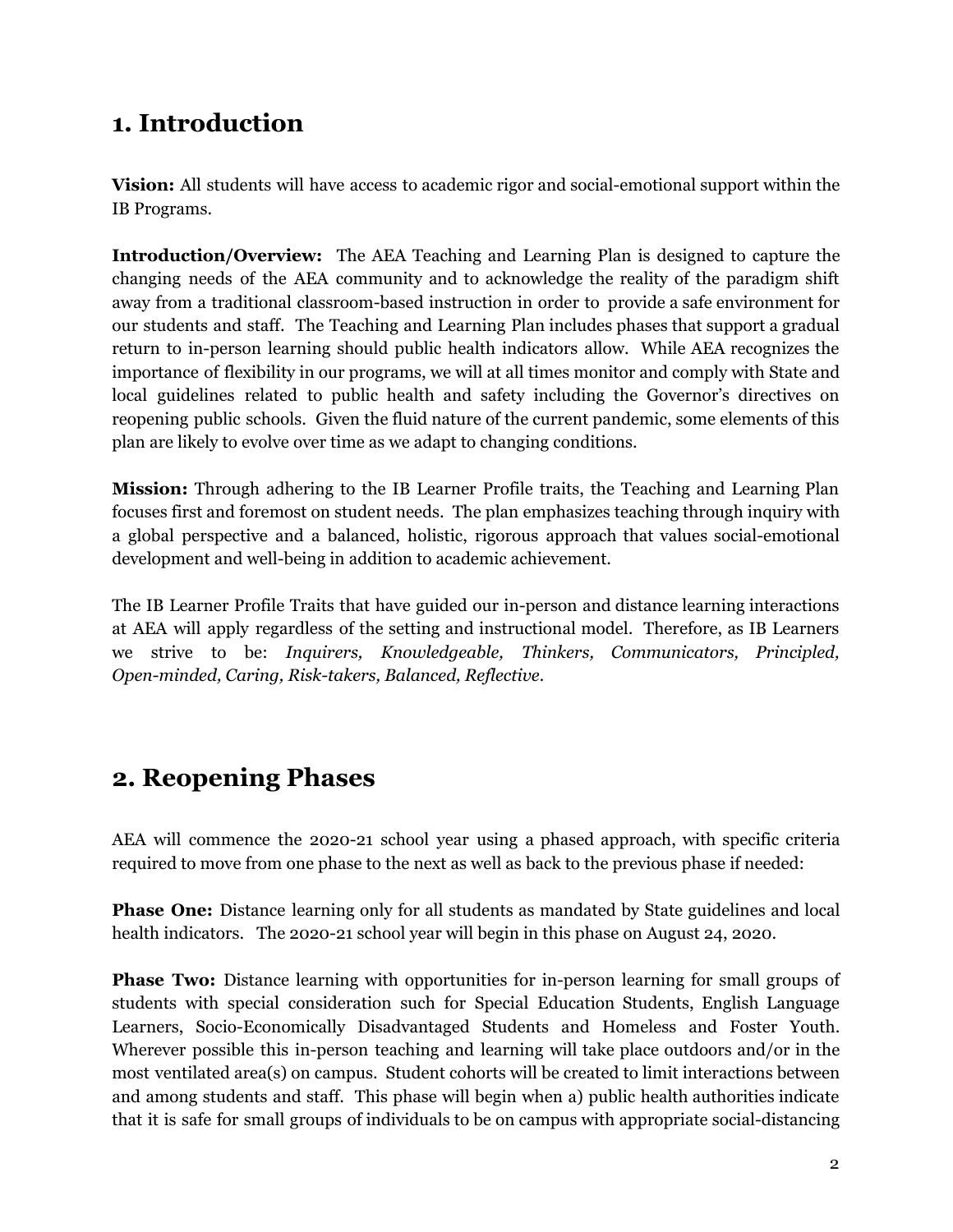# 1. Introduction

**Vision:** All students will have access to academic rigor and social-emotional support within the IB Programs.

**Introduction/Overview:** The AEA Teaching and Learning Plan is designed to capture the changing needs of the AEA community and to acknowledge the reality of the paradigm shift away from a traditional classroom-based instruction in order to provide a safe environment for our students and staff. The Teaching and Learning Plan includes phases that support a gradual return to in-person learning should public health indicators allow. While AEA recognizes the importance of flexibility in our programs, we will at all times monitor and comply with State and local guidelines related to public health and safety including the Governor's directives on reopening public schools. Given the fluid nature of the current pandemic, some elements of this plan are likely to evolve over time as we adapt to changing conditions.

**Mission:** Through adhering to the IB Learner Profile traits, the Teaching and Learning Plan focuses first and foremost on student needs. The plan emphasizes teaching through inquiry with a global perspective and a balanced, holistic, rigorous approach that values social-emotional development and well-being in addition to academic achievement.

The IB Learner Profile Traits that have guided our in-person and distance learning interactions at AEA will apply regardless of the setting and instructional model. Therefore, as IB Learners we strive to be: *Inquirers, Knowledgeable, Thinkers, Communicators, Principled, Open-minded, Caring, Risk-takers, Balanced, Reflective.*

# 2. Reopening Phases

AEA will commence the 2020-21 school year using a phased approach, with specific criteria required to move from one phase to the next as well as back to the previous phase if needed:

**Phase One:** Distance learning only for all students as mandated by State guidelines and local health indicators. The 2020-21 school year will begin in this phase on August 24, 2020.

**Phase Two:** Distance learning with opportunities for in-person learning for small groups of students with special consideration such for Special Education Students, English Language Learners, Socio-Economically Disadvantaged Students and Homeless and Foster Youth. Wherever possible this in-person teaching and learning will take place outdoors and/or in the most ventilated area(s) on campus. Student cohorts will be created to limit interactions between and among students and staff. This phase will begin when a) public health authorities indicate that it is safe for small groups of individuals to be on campus with appropriate social-distancing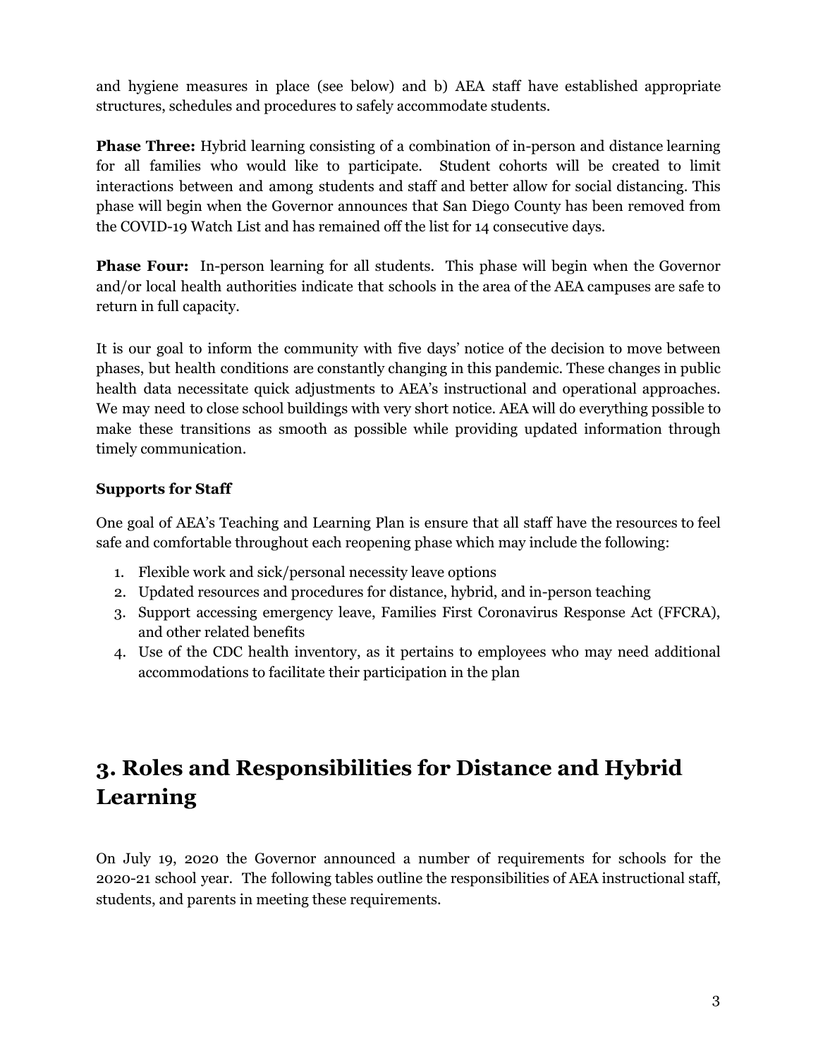and hygiene measures in place (see below) and b) AEA staff have established appropriate structures, schedules and procedures to safely accommodate students.

**Phase Three:** Hybrid learning consisting of a combination of in-person and distance learning for all families who would like to participate. Student cohorts will be created to limit interactions between and among students and staff and better allow for social distancing. This phase will begin when the Governor announces that San Diego County has been removed from the COVID-19 Watch List and has remained off the list for 14 consecutive days.

**Phase Four:** In-person learning for all students. This phase will begin when the Governor and/or local health authorities indicate that schools in the area of the AEA campuses are safe to return in full capacity.

It is our goal to inform the community with five days' notice of the decision to move between phases, but health conditions are constantly changing in this pandemic. These changes in public health data necessitate quick adjustments to AEA's instructional and operational approaches. We may need to close school buildings with very short notice. AEA will do everything possible to make these transitions as smooth as possible while providing updated information through timely communication.

### Supports for Staff

One goal of AEA's Teaching and Learning Plan is ensure that all staff have the resources to feel safe and comfortable throughout each reopening phase which may include the following:

1. Flexible work and sick/personal necessity leave options
2. Updated resources and procedures for distance, hybrid, and in-person teaching
3. Support accessing emergency leave, Families First Coronavirus Response Act (FFCRA), and other related benefits
4. Use of the CDC health inventory, as it pertains to employees who may need additional accommodations to facilitate their participation in the plan

## 3. Roles and Responsibilities for Distance and Hybrid Learning

On July 19, 2020 the Governor announced a number of requirements for schools for the 2020-21 school year. The following tables outline the responsibilities of AEA instructional staff, students, and parents in meeting these requirements.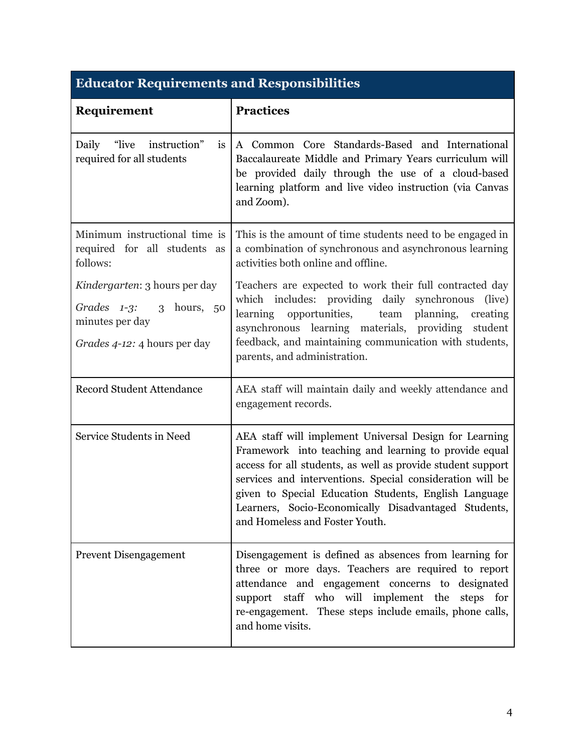| Educator Requirements and Responsibilities | |
|---|---|
| **Requirement** | **Practices** |
| Daily "live instruction" is required for all students | A Common Core Standards-Based and International Baccalaureate Middle and Primary Years curriculum will be provided daily through the use of a cloud-based learning platform and live video instruction (via Canvas and Zoom). |
| Minimum instructional time is required for all students as follows:<br><br>*Kindergarten*: 3 hours per day<br><br>*Grades 1-3:* 3 hours, 50 minutes per day<br><br>*Grades 4-12:* 4 hours per day | This is the amount of time students need to be engaged in a combination of synchronous and asynchronous learning activities both online and offline.<br><br>Teachers are expected to work their full contracted day which includes: providing daily synchronous (live) learning opportunities, team planning, creating asynchronous learning materials, providing student feedback, and maintaining communication with students, parents, and administration. |
| Record Student Attendance | AEA staff will maintain daily and weekly attendance and engagement records. |
| Service Students in Need | AEA staff will implement Universal Design for Learning Framework into teaching and learning to provide equal access for all students, as well as provide student support services and interventions. Special consideration will be given to Special Education Students, English Language Learners, Socio-Economically Disadvantaged Students, and Homeless and Foster Youth. |
| Prevent Disengagement | Disengagement is defined as absences from learning for three or more days. Teachers are required to report attendance and engagement concerns to designated support staff who will implement the steps for re-engagement. These steps include emails, phone calls, and home visits. |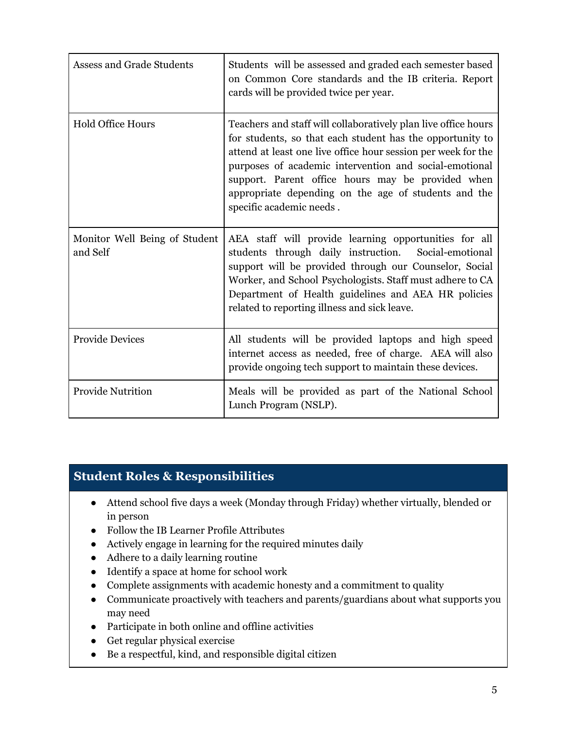| | |
|---|---|
| Assess and Grade Students | Students will be assessed and graded each semester based on Common Core standards and the IB criteria. Report cards will be provided twice per year. |
| Hold Office Hours | Teachers and staff will collaboratively plan live office hours for students, so that each student has the opportunity to attend at least one live office hour session per week for the purposes of academic intervention and social-emotional support. Parent office hours may be provided when appropriate depending on the age of students and the specific academic needs . |
| Monitor Well Being of Student and Self | AEA staff will provide learning opportunities for all students through daily instruction. Social-emotional support will be provided through our Counselor, Social Worker, and School Psychologists. Staff must adhere to CA Department of Health guidelines and AEA HR policies related to reporting illness and sick leave. |
| Provide Devices | All students will be provided laptops and high speed internet access as needed, free of charge. AEA will also provide ongoing tech support to maintain these devices. |
| Provide Nutrition | Meals will be provided as part of the National School Lunch Program (NSLP). |

## Student Roles & Responsibilities

- Attend school five days a week (Monday through Friday) whether virtually, blended or in person
- Follow the IB Learner Profile Attributes
- Actively engage in learning for the required minutes daily
- Adhere to a daily learning routine
- Identify a space at home for school work
- Complete assignments with academic honesty and a commitment to quality
- Communicate proactively with teachers and parents/guardians about what supports you may need
- Participate in both online and offline activities
- Get regular physical exercise
- Be a respectful, kind, and responsible digital citizen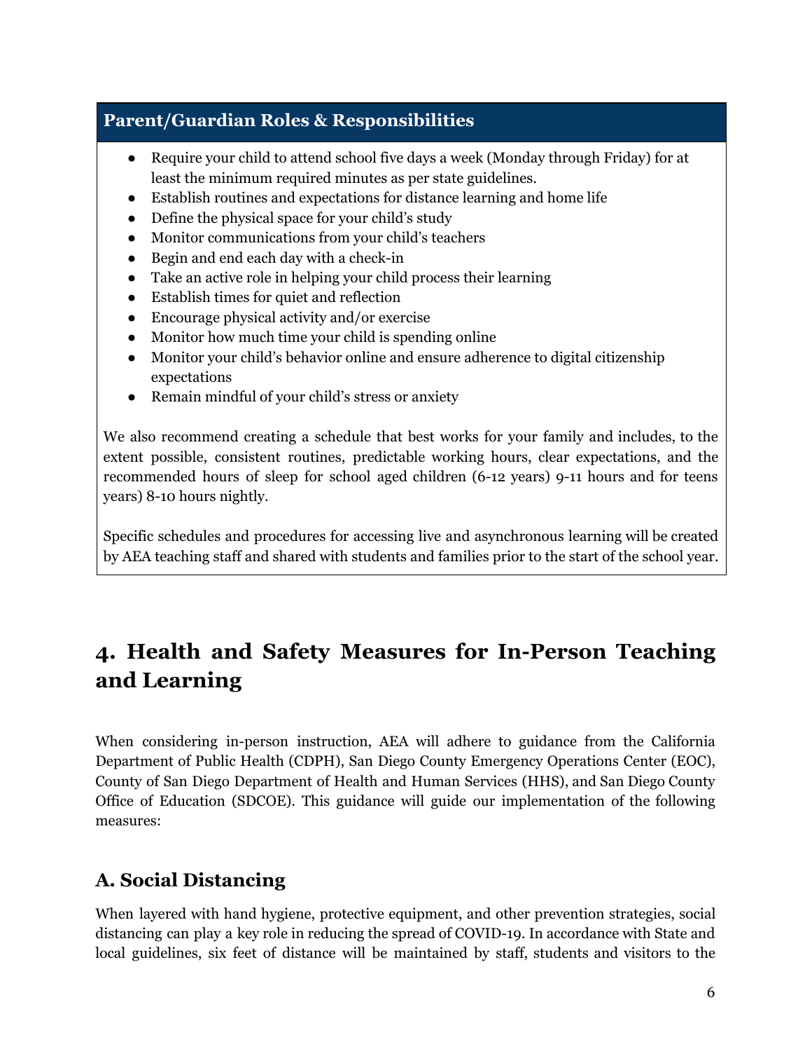### Parent/Guardian Roles & Responsibilities

- Require your child to attend school five days a week (Monday through Friday) for at least the minimum required minutes as per state guidelines.
- Establish routines and expectations for distance learning and home life
- Define the physical space for your child's study
- Monitor communications from your child's teachers
- Begin and end each day with a check-in
- Take an active role in helping your child process their learning
- Establish times for quiet and reflection
- Encourage physical activity and/or exercise
- Monitor how much time your child is spending online
- Monitor your child's behavior online and ensure adherence to digital citizenship expectations
- Remain mindful of your child's stress or anxiety

We also recommend creating a schedule that best works for your family and includes, to the extent possible, consistent routines, predictable working hours, clear expectations, and the recommended hours of sleep for school aged children (6-12 years) 9-11 hours and for teens years) 8-10 hours nightly.

Specific schedules and procedures for accessing live and asynchronous learning will be created by AEA teaching staff and shared with students and families prior to the start of the school year.

# 4. Health and Safety Measures for In-Person Teaching and Learning

When considering in-person instruction, AEA will adhere to guidance from the California Department of Public Health (CDPH), San Diego County Emergency Operations Center (EOC), County of San Diego Department of Health and Human Services (HHS), and San Diego County Office of Education (SDCOE). This guidance will guide our implementation of the following measures:

## A. Social Distancing

When layered with hand hygiene, protective equipment, and other prevention strategies, social distancing can play a key role in reducing the spread of COVID-19. In accordance with State and local guidelines, six feet of distance will be maintained by staff, students and visitors to the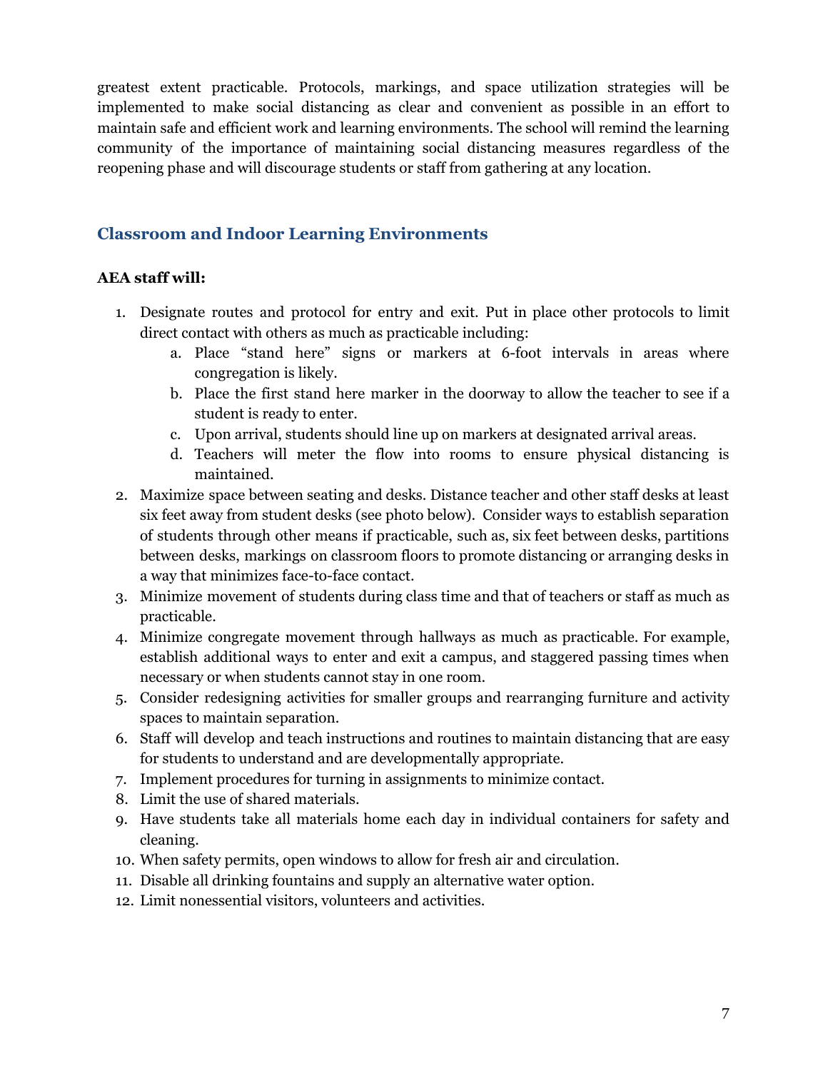greatest extent practicable. Protocols, markings, and space utilization strategies will be implemented to make social distancing as clear and convenient as possible in an effort to maintain safe and efficient work and learning environments. The school will remind the learning community of the importance of maintaining social distancing measures regardless of the reopening phase and will discourage students or staff from gathering at any location.

## Classroom and Indoor Learning Environments

**AEA staff will:**

1. Designate routes and protocol for entry and exit. Put in place other protocols to limit direct contact with others as much as practicable including:
   a. Place "stand here" signs or markers at 6-foot intervals in areas where congregation is likely.
   b. Place the first stand here marker in the doorway to allow the teacher to see if a student is ready to enter.
   c. Upon arrival, students should line up on markers at designated arrival areas.
   d. Teachers will meter the flow into rooms to ensure physical distancing is maintained.
2. Maximize space between seating and desks. Distance teacher and other staff desks at least six feet away from student desks (see photo below). Consider ways to establish separation of students through other means if practicable, such as, six feet between desks, partitions between desks, markings on classroom floors to promote distancing or arranging desks in a way that minimizes face-to-face contact.
3. Minimize movement of students during class time and that of teachers or staff as much as practicable.
4. Minimize congregate movement through hallways as much as practicable. For example, establish additional ways to enter and exit a campus, and staggered passing times when necessary or when students cannot stay in one room.
5. Consider redesigning activities for smaller groups and rearranging furniture and activity spaces to maintain separation.
6. Staff will develop and teach instructions and routines to maintain distancing that are easy for students to understand and are developmentally appropriate.
7. Implement procedures for turning in assignments to minimize contact.
8. Limit the use of shared materials.
9. Have students take all materials home each day in individual containers for safety and cleaning.
10. When safety permits, open windows to allow for fresh air and circulation.
11. Disable all drinking fountains and supply an alternative water option.
12. Limit nonessential visitors, volunteers and activities.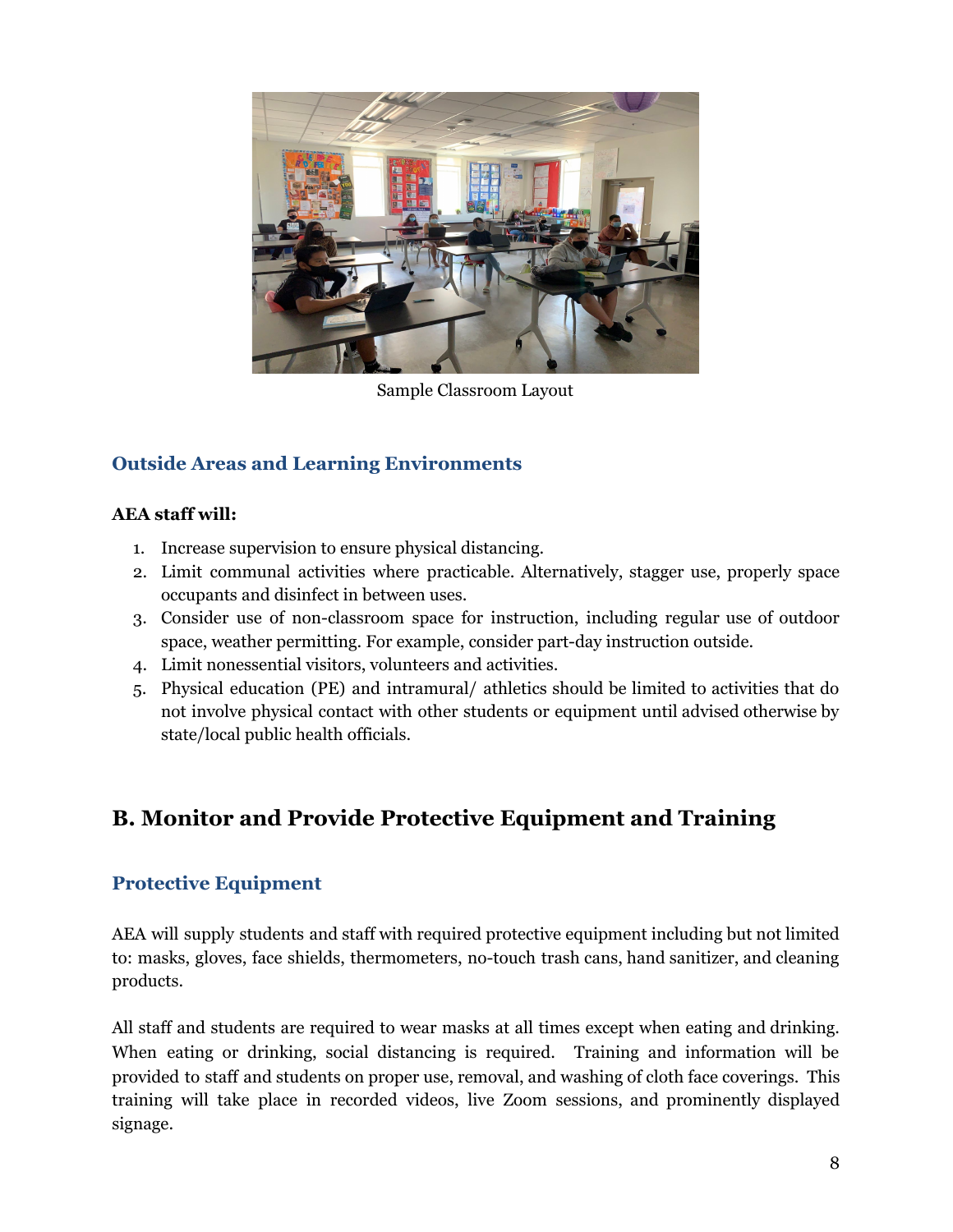Sample Classroom Layout

### Outside Areas and Learning Environments

**AEA staff will:**

1. Increase supervision to ensure physical distancing.
2. Limit communal activities where practicable. Alternatively, stagger use, properly space occupants and disinfect in between uses.
3. Consider use of non-classroom space for instruction, including regular use of outdoor space, weather permitting. For example, consider part-day instruction outside.
4. Limit nonessential visitors, volunteers and activities.
5. Physical education (PE) and intramural/ athletics should be limited to activities that do not involve physical contact with other students or equipment until advised otherwise by state/local public health officials.

## B. Monitor and Provide Protective Equipment and Training

### Protective Equipment

AEA will supply students and staff with required protective equipment including but not limited to: masks, gloves, face shields, thermometers, no-touch trash cans, hand sanitizer, and cleaning products.

All staff and students are required to wear masks at all times except when eating and drinking. When eating or drinking, social distancing is required. Training and information will be provided to staff and students on proper use, removal, and washing of cloth face coverings. This training will take place in recorded videos, live Zoom sessions, and prominently displayed signage.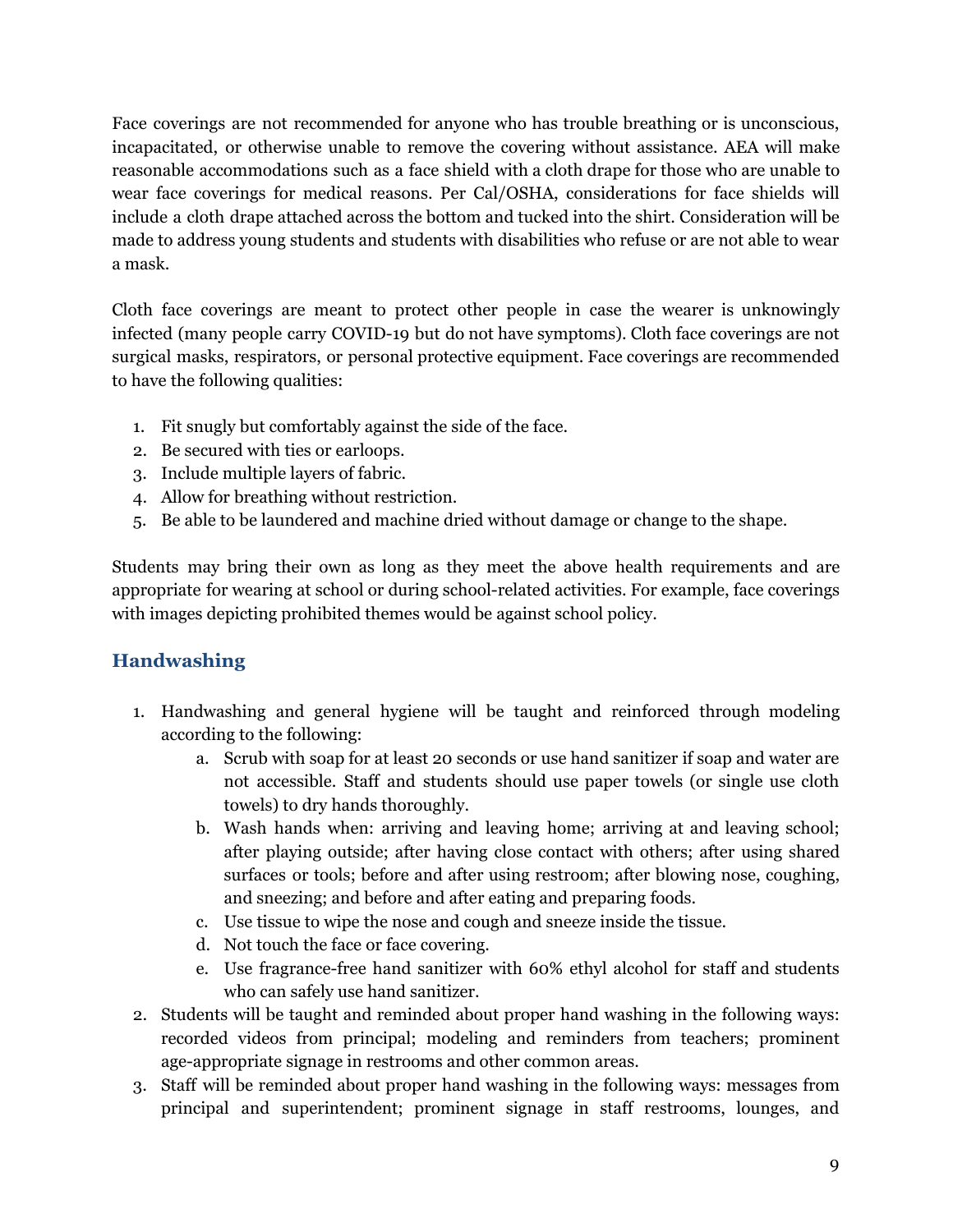Face coverings are not recommended for anyone who has trouble breathing or is unconscious, incapacitated, or otherwise unable to remove the covering without assistance. AEA will make reasonable accommodations such as a face shield with a cloth drape for those who are unable to wear face coverings for medical reasons. Per Cal/OSHA, considerations for face shields will include a cloth drape attached across the bottom and tucked into the shirt. Consideration will be made to address young students and students with disabilities who refuse or are not able to wear a mask.

Cloth face coverings are meant to protect other people in case the wearer is unknowingly infected (many people carry COVID-19 but do not have symptoms). Cloth face coverings are not surgical masks, respirators, or personal protective equipment. Face coverings are recommended to have the following qualities:

1. Fit snugly but comfortably against the side of the face.
2. Be secured with ties or earloops.
3. Include multiple layers of fabric.
4. Allow for breathing without restriction.
5. Be able to be laundered and machine dried without damage or change to the shape.

Students may bring their own as long as they meet the above health requirements and are appropriate for wearing at school or during school-related activities. For example, face coverings with images depicting prohibited themes would be against school policy.

## Handwashing

1. Handwashing and general hygiene will be taught and reinforced through modeling according to the following:
   a. Scrub with soap for at least 20 seconds or use hand sanitizer if soap and water are not accessible. Staff and students should use paper towels (or single use cloth towels) to dry hands thoroughly.
   b. Wash hands when: arriving and leaving home; arriving at and leaving school; after playing outside; after having close contact with others; after using shared surfaces or tools; before and after using restroom; after blowing nose, coughing, and sneezing; and before and after eating and preparing foods.
   c. Use tissue to wipe the nose and cough and sneeze inside the tissue.
   d. Not touch the face or face covering.
   e. Use fragrance-free hand sanitizer with 60% ethyl alcohol for staff and students who can safely use hand sanitizer.
2. Students will be taught and reminded about proper hand washing in the following ways: recorded videos from principal; modeling and reminders from teachers; prominent age-appropriate signage in restrooms and other common areas.
3. Staff will be reminded about proper hand washing in the following ways: messages from principal and superintendent; prominent signage in staff restrooms, lounges, and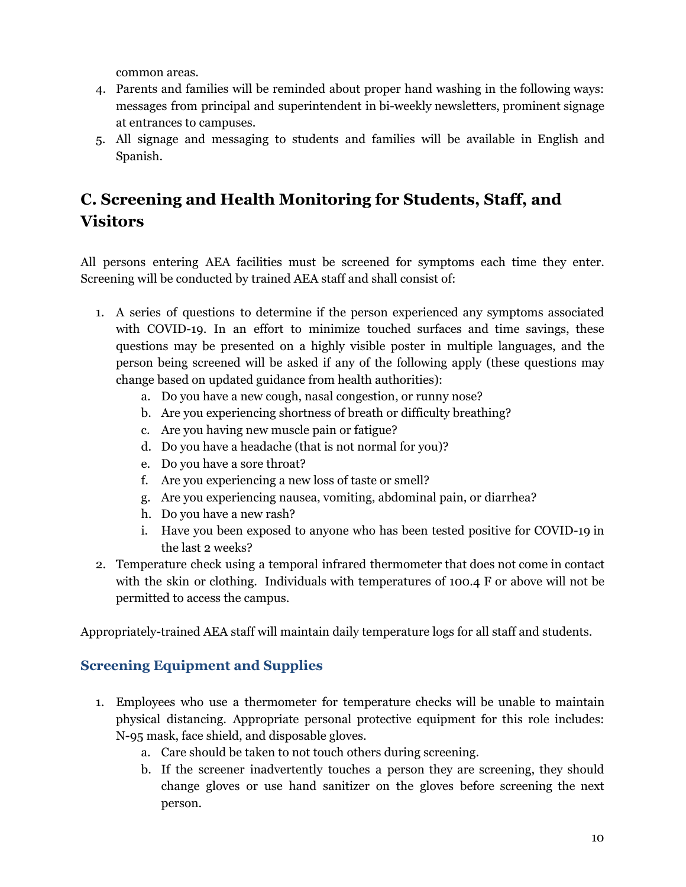common areas.

4. Parents and families will be reminded about proper hand washing in the following ways: messages from principal and superintendent in bi-weekly newsletters, prominent signage at entrances to campuses.
5. All signage and messaging to students and families will be available in English and Spanish.

## C. Screening and Health Monitoring for Students, Staff, and Visitors

All persons entering AEA facilities must be screened for symptoms each time they enter. Screening will be conducted by trained AEA staff and shall consist of:

1. A series of questions to determine if the person experienced any symptoms associated with COVID-19. In an effort to minimize touched surfaces and time savings, these questions may be presented on a highly visible poster in multiple languages, and the person being screened will be asked if any of the following apply (these questions may change based on updated guidance from health authorities):
   a. Do you have a new cough, nasal congestion, or runny nose?
   b. Are you experiencing shortness of breath or difficulty breathing?
   c. Are you having new muscle pain or fatigue?
   d. Do you have a headache (that is not normal for you)?
   e. Do you have a sore throat?
   f. Are you experiencing a new loss of taste or smell?
   g. Are you experiencing nausea, vomiting, abdominal pain, or diarrhea?
   h. Do you have a new rash?
   i. Have you been exposed to anyone who has been tested positive for COVID-19 in the last 2 weeks?
2. Temperature check using a temporal infrared thermometer that does not come in contact with the skin or clothing. Individuals with temperatures of 100.4 F or above will not be permitted to access the campus.

Appropriately-trained AEA staff will maintain daily temperature logs for all staff and students.

### Screening Equipment and Supplies

1. Employees who use a thermometer for temperature checks will be unable to maintain physical distancing. Appropriate personal protective equipment for this role includes: N-95 mask, face shield, and disposable gloves.
   a. Care should be taken to not touch others during screening.
   b. If the screener inadvertently touches a person they are screening, they should change gloves or use hand sanitizer on the gloves before screening the next person.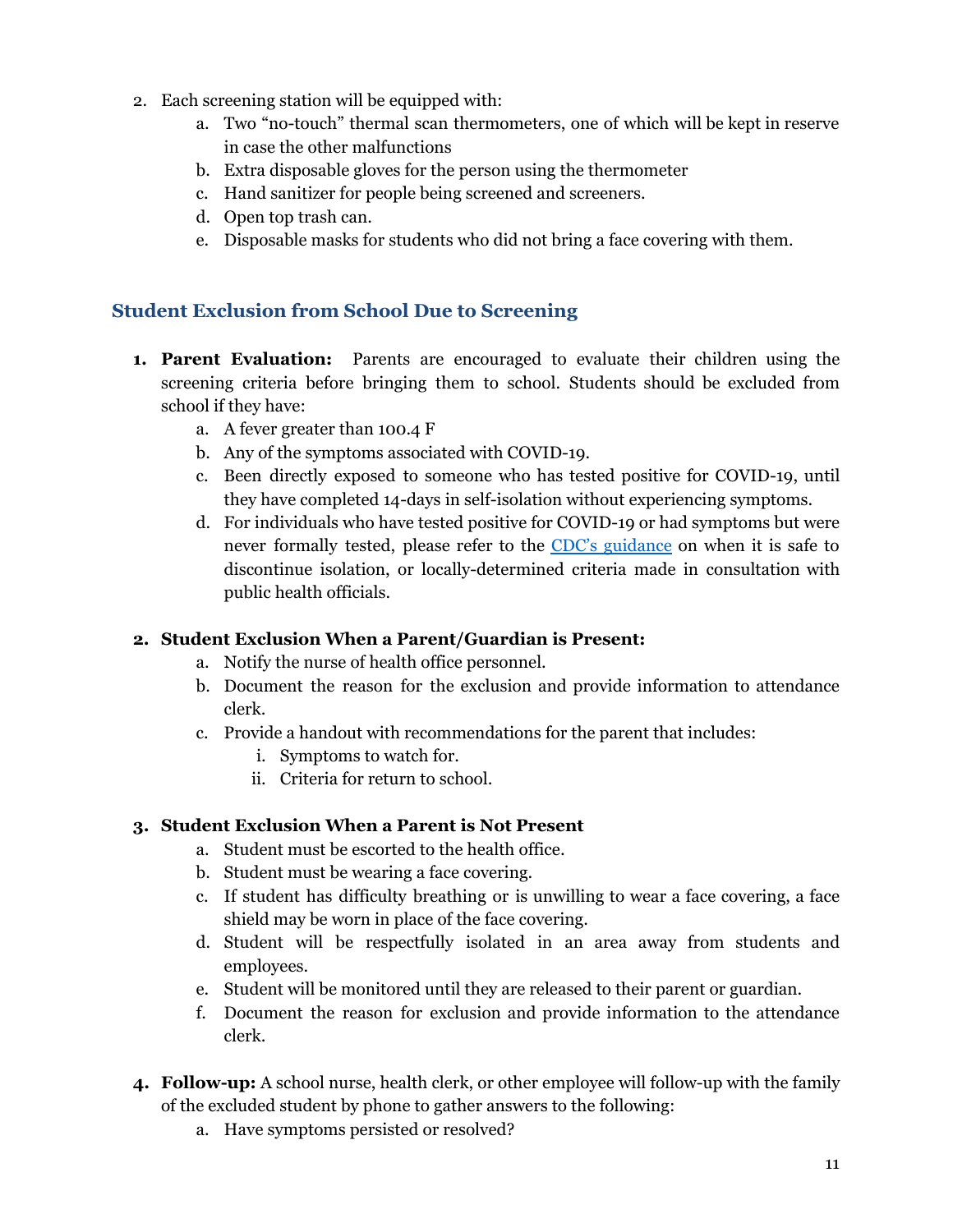2. Each screening station will be equipped with:
    a. Two "no-touch" thermal scan thermometers, one of which will be kept in reserve in case the other malfunctions
    b. Extra disposable gloves for the person using the thermometer
    c. Hand sanitizer for people being screened and screeners.
    d. Open top trash can.
    e. Disposable masks for students who did not bring a face covering with them.

## Student Exclusion from School Due to Screening

1. **Parent Evaluation:** Parents are encouraged to evaluate their children using the screening criteria before bringing them to school. Students should be excluded from school if they have:
    a. A fever greater than 100.4 F
    b. Any of the symptoms associated with COVID-19.
    c. Been directly exposed to someone who has tested positive for COVID-19, until they have completed 14-days in self-isolation without experiencing symptoms.
    d. For individuals who have tested positive for COVID-19 or had symptoms but were never formally tested, please refer to the [CDC's guidance]() on when it is safe to discontinue isolation, or locally-determined criteria made in consultation with public health officials.

2. **Student Exclusion When a Parent/Guardian is Present:**
    a. Notify the nurse of health office personnel.
    b. Document the reason for the exclusion and provide information to attendance clerk.
    c. Provide a handout with recommendations for the parent that includes:
        i. Symptoms to watch for.
        ii. Criteria for return to school.

3. **Student Exclusion When a Parent is Not Present**
    a. Student must be escorted to the health office.
    b. Student must be wearing a face covering.
    c. If student has difficulty breathing or is unwilling to wear a face covering, a face shield may be worn in place of the face covering.
    d. Student will be respectfully isolated in an area away from students and employees.
    e. Student will be monitored until they are released to their parent or guardian.
    f. Document the reason for exclusion and provide information to the attendance clerk.

4. **Follow-up:** A school nurse, health clerk, or other employee will follow-up with the family of the excluded student by phone to gather answers to the following:
    a. Have symptoms persisted or resolved?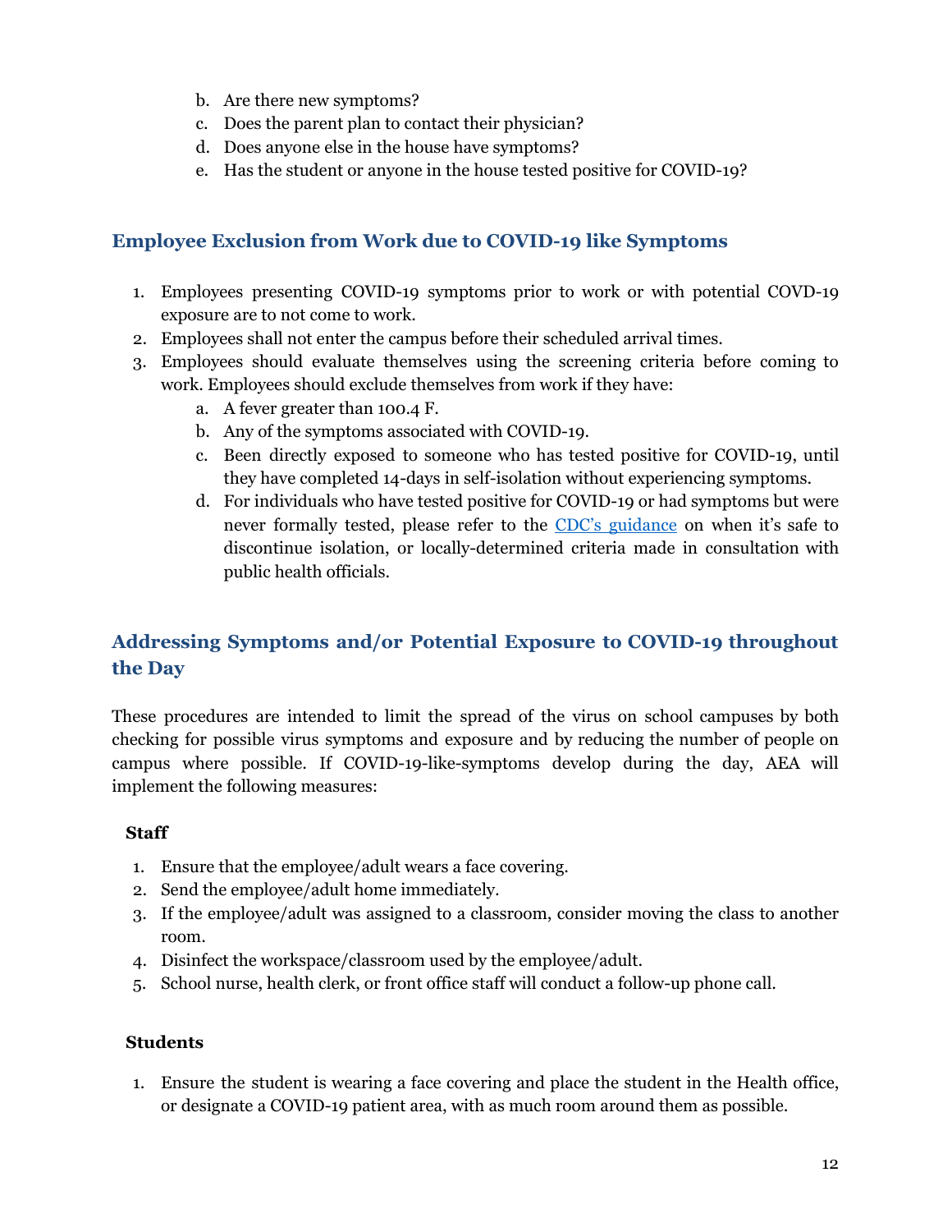b. Are there new symptoms?
c. Does the parent plan to contact their physician?
d. Does anyone else in the house have symptoms?
e. Has the student or anyone in the house tested positive for COVID-19?

## Employee Exclusion from Work due to COVID-19 like Symptoms

1. Employees presenting COVID-19 symptoms prior to work or with potential COVD-19 exposure are to not come to work.
2. Employees shall not enter the campus before their scheduled arrival times.
3. Employees should evaluate themselves using the screening criteria before coming to work. Employees should exclude themselves from work if they have:
   a. A fever greater than 100.4 F.
   b. Any of the symptoms associated with COVID-19.
   c. Been directly exposed to someone who has tested positive for COVID-19, until they have completed 14-days in self-isolation without experiencing symptoms.
   d. For individuals who have tested positive for COVID-19 or had symptoms but were never formally tested, please refer to the CDC's guidance on when it's safe to discontinue isolation, or locally-determined criteria made in consultation with public health officials.

## Addressing Symptoms and/or Potential Exposure to COVID-19 throughout the Day

These procedures are intended to limit the spread of the virus on school campuses by both checking for possible virus symptoms and exposure and by reducing the number of people on campus where possible. If COVID-19-like-symptoms develop during the day, AEA will implement the following measures:

**Staff**

1. Ensure that the employee/adult wears a face covering.
2. Send the employee/adult home immediately.
3. If the employee/adult was assigned to a classroom, consider moving the class to another room.
4. Disinfect the workspace/classroom used by the employee/adult.
5. School nurse, health clerk, or front office staff will conduct a follow-up phone call.

**Students**

1. Ensure the student is wearing a face covering and place the student in the Health office, or designate a COVID-19 patient area, with as much room around them as possible.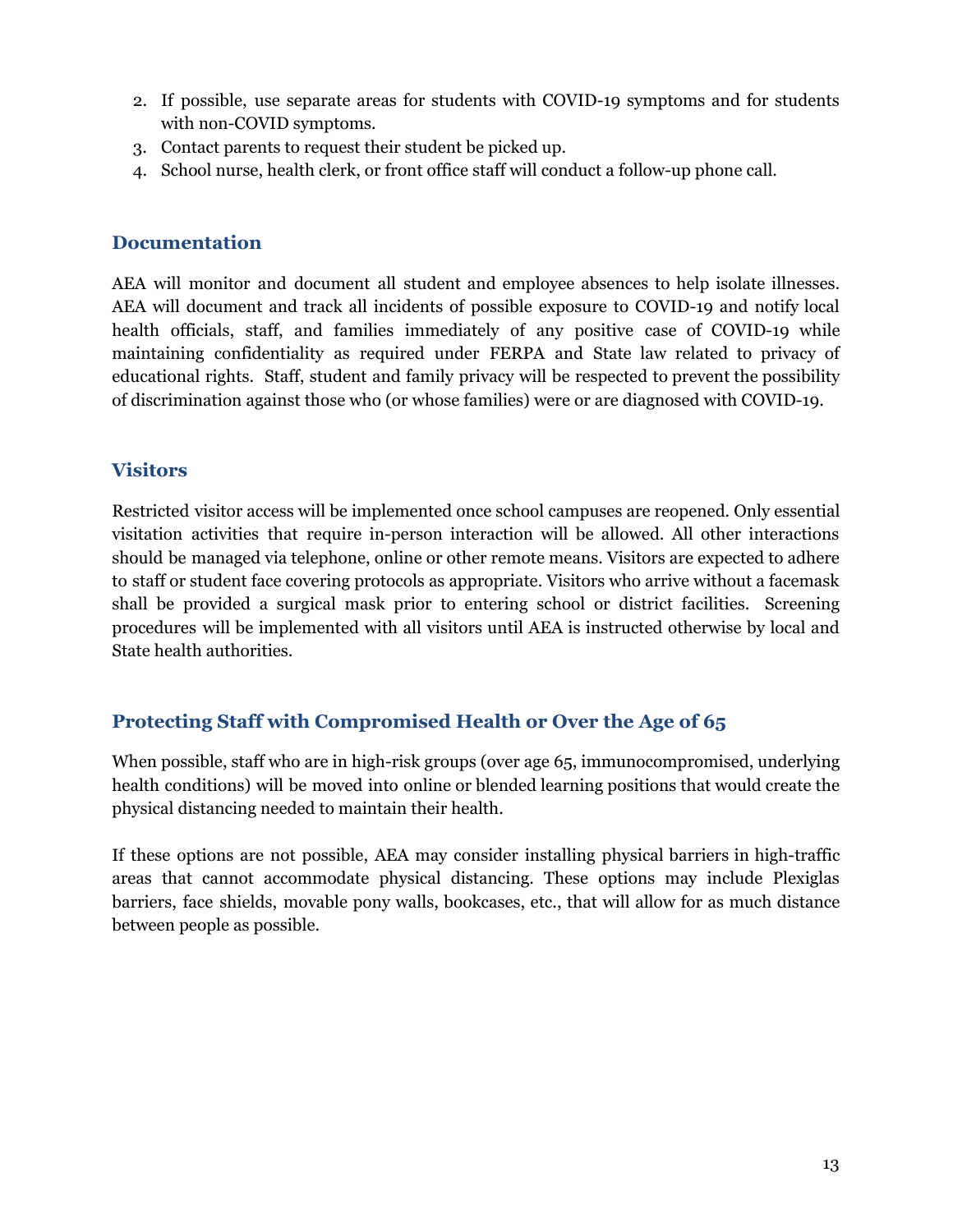2. If possible, use separate areas for students with COVID-19 symptoms and for students with non-COVID symptoms.
3. Contact parents to request their student be picked up.
4. School nurse, health clerk, or front office staff will conduct a follow-up phone call.

## Documentation

AEA will monitor and document all student and employee absences to help isolate illnesses. AEA will document and track all incidents of possible exposure to COVID-19 and notify local health officials, staff, and families immediately of any positive case of COVID-19 while maintaining confidentiality as required under FERPA and State law related to privacy of educational rights. Staff, student and family privacy will be respected to prevent the possibility of discrimination against those who (or whose families) were or are diagnosed with COVID-19.

## Visitors

Restricted visitor access will be implemented once school campuses are reopened. Only essential visitation activities that require in-person interaction will be allowed. All other interactions should be managed via telephone, online or other remote means. Visitors are expected to adhere to staff or student face covering protocols as appropriate. Visitors who arrive without a facemask shall be provided a surgical mask prior to entering school or district facilities. Screening procedures will be implemented with all visitors until AEA is instructed otherwise by local and State health authorities.

## Protecting Staff with Compromised Health or Over the Age of 65

When possible, staff who are in high-risk groups (over age 65, immunocompromised, underlying health conditions) will be moved into online or blended learning positions that would create the physical distancing needed to maintain their health.

If these options are not possible, AEA may consider installing physical barriers in high-traffic areas that cannot accommodate physical distancing. These options may include Plexiglas barriers, face shields, movable pony walls, bookcases, etc., that will allow for as much distance between people as possible.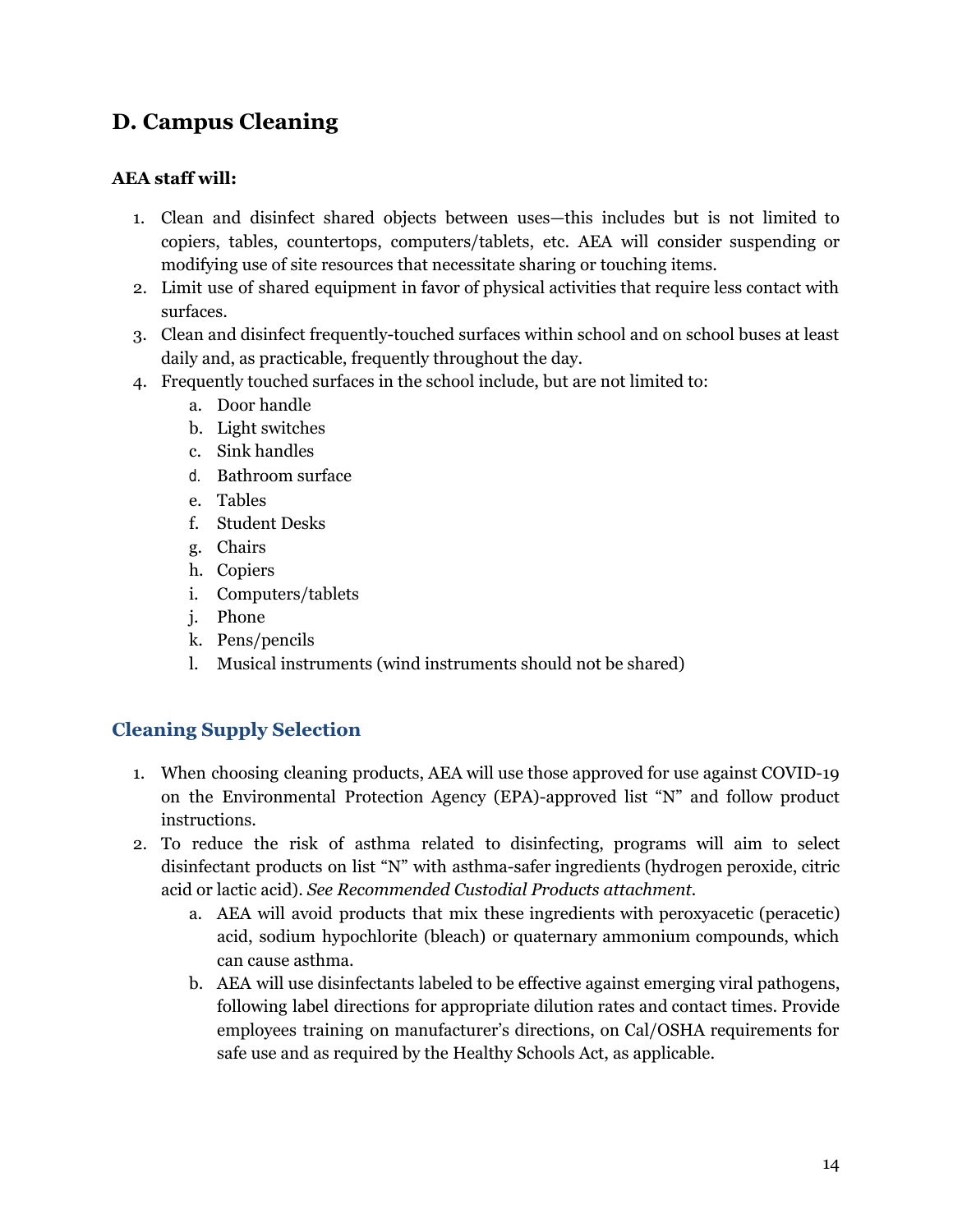## D. Campus Cleaning

**AEA staff will:**

1. Clean and disinfect shared objects between uses—this includes but is not limited to copiers, tables, countertops, computers/tablets, etc. AEA will consider suspending or modifying use of site resources that necessitate sharing or touching items.
2. Limit use of shared equipment in favor of physical activities that require less contact with surfaces.
3. Clean and disinfect frequently-touched surfaces within school and on school buses at least daily and, as practicable, frequently throughout the day.
4. Frequently touched surfaces in the school include, but are not limited to:
    a. Door handle
    b. Light switches
    c. Sink handles
    d. Bathroom surface
    e. Tables
    f. Student Desks
    g. Chairs
    h. Copiers
    i. Computers/tablets
    j. Phone
    k. Pens/pencils
    l. Musical instruments (wind instruments should not be shared)

### Cleaning Supply Selection

1. When choosing cleaning products, AEA will use those approved for use against COVID-19 on the Environmental Protection Agency (EPA)-approved list "N" and follow product instructions.
2. To reduce the risk of asthma related to disinfecting, programs will aim to select disinfectant products on list "N" with asthma-safer ingredients (hydrogen peroxide, citric acid or lactic acid). *See Recommended Custodial Products attachment.*
    a. AEA will avoid products that mix these ingredients with peroxyacetic (peracetic) acid, sodium hypochlorite (bleach) or quaternary ammonium compounds, which can cause asthma.
    b. AEA will use disinfectants labeled to be effective against emerging viral pathogens, following label directions for appropriate dilution rates and contact times. Provide employees training on manufacturer's directions, on Cal/OSHA requirements for safe use and as required by the Healthy Schools Act, as applicable.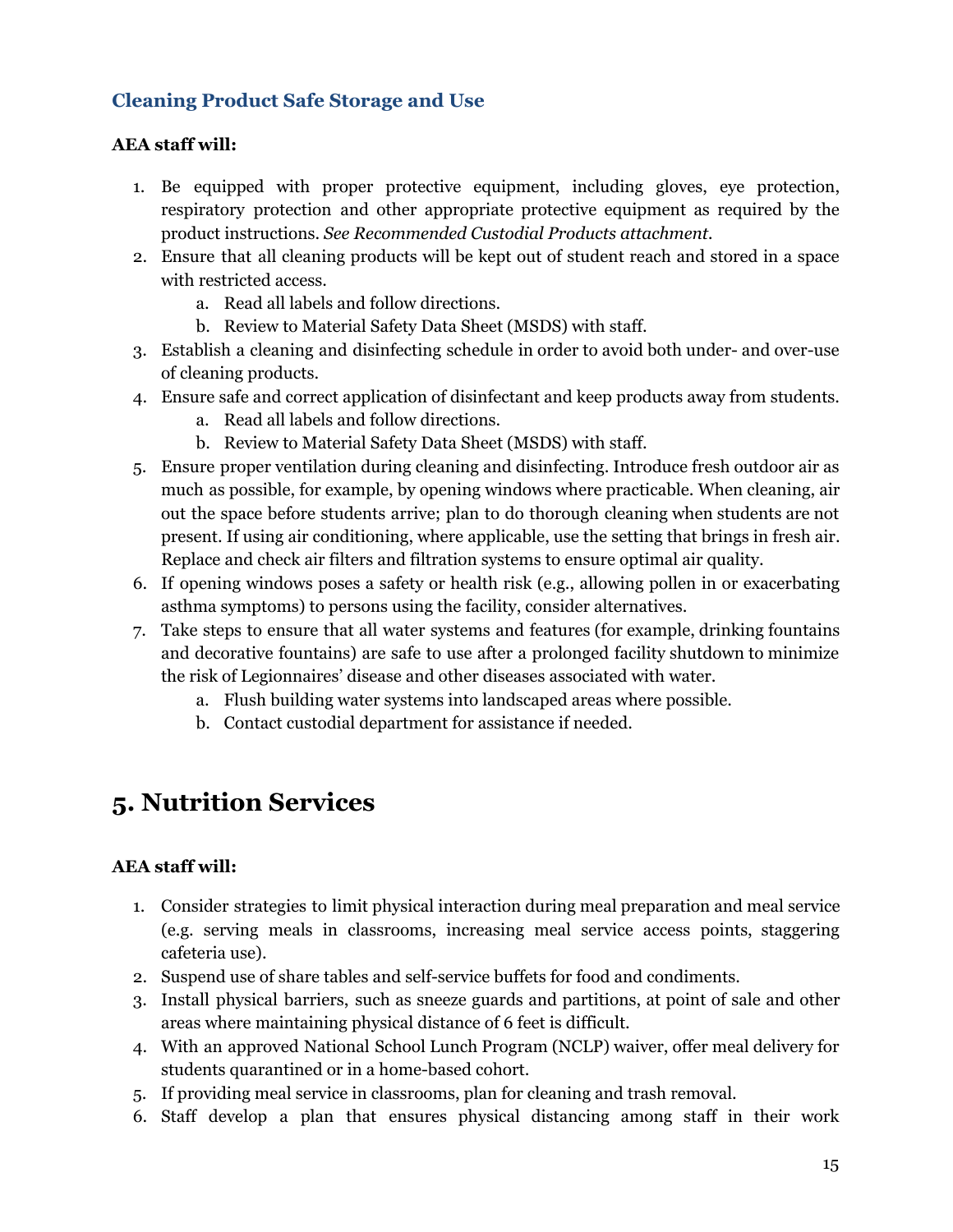### Cleaning Product Safe Storage and Use

**AEA staff will:**

1. Be equipped with proper protective equipment, including gloves, eye protection, respiratory protection and other appropriate protective equipment as required by the product instructions. *See Recommended Custodial Products attachment.*
2. Ensure that all cleaning products will be kept out of student reach and stored in a space with restricted access.
    a. Read all labels and follow directions.
    b. Review to Material Safety Data Sheet (MSDS) with staff.
3. Establish a cleaning and disinfecting schedule in order to avoid both under- and over-use of cleaning products.
4. Ensure safe and correct application of disinfectant and keep products away from students.
    a. Read all labels and follow directions.
    b. Review to Material Safety Data Sheet (MSDS) with staff.
5. Ensure proper ventilation during cleaning and disinfecting. Introduce fresh outdoor air as much as possible, for example, by opening windows where practicable. When cleaning, air out the space before students arrive; plan to do thorough cleaning when students are not present. If using air conditioning, where applicable, use the setting that brings in fresh air. Replace and check air filters and filtration systems to ensure optimal air quality.
6. If opening windows poses a safety or health risk (e.g., allowing pollen in or exacerbating asthma symptoms) to persons using the facility, consider alternatives.
7. Take steps to ensure that all water systems and features (for example, drinking fountains and decorative fountains) are safe to use after a prolonged facility shutdown to minimize the risk of Legionnaires' disease and other diseases associated with water.
    a. Flush building water systems into landscaped areas where possible.
    b. Contact custodial department for assistance if needed.

# 5. Nutrition Services

**AEA staff will:**

1. Consider strategies to limit physical interaction during meal preparation and meal service (e.g. serving meals in classrooms, increasing meal service access points, staggering cafeteria use).
2. Suspend use of share tables and self-service buffets for food and condiments.
3. Install physical barriers, such as sneeze guards and partitions, at point of sale and other areas where maintaining physical distance of 6 feet is difficult.
4. With an approved National School Lunch Program (NCLP) waiver, offer meal delivery for students quarantined or in a home-based cohort.
5. If providing meal service in classrooms, plan for cleaning and trash removal.
6. Staff develop a plan that ensures physical distancing among staff in their work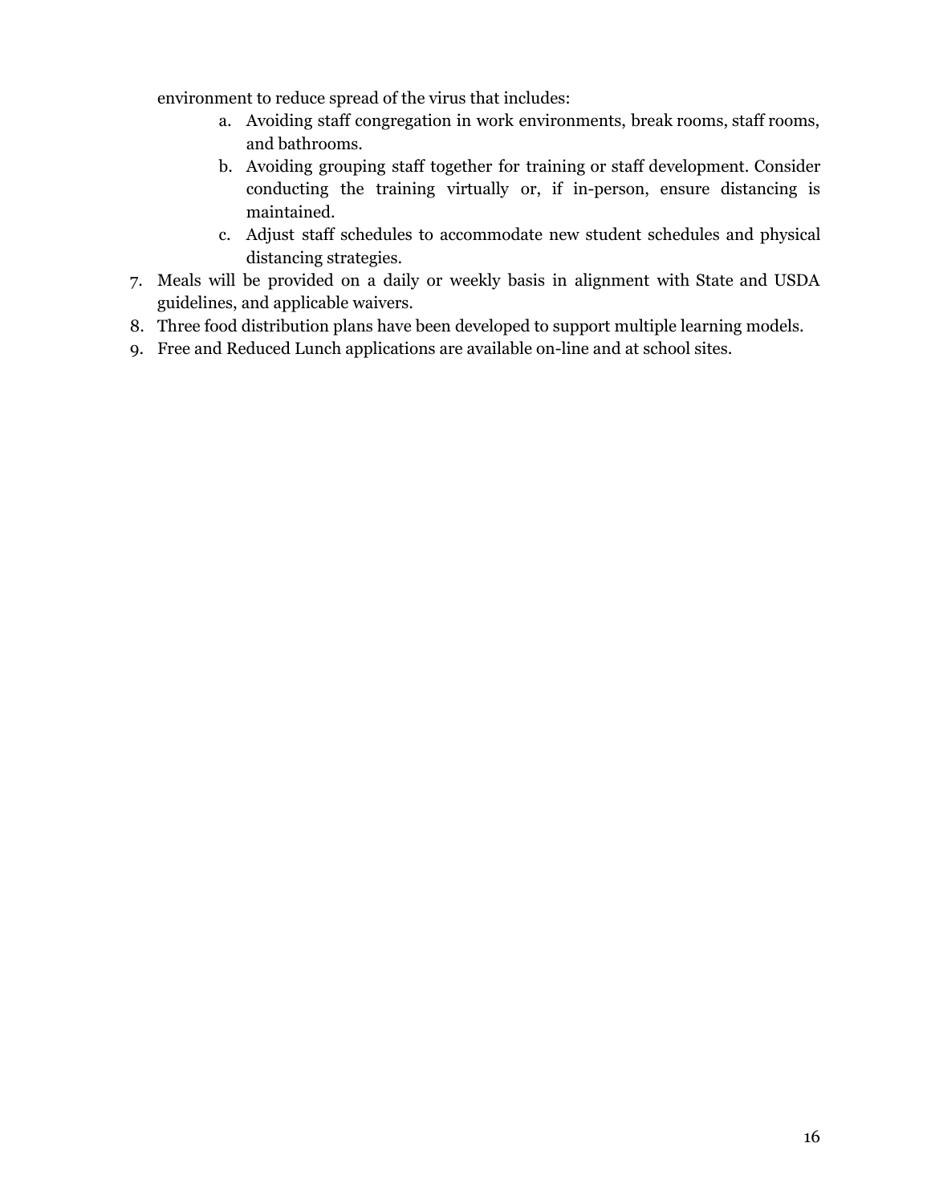environment to reduce spread of the virus that includes:

   a. Avoiding staff congregation in work environments, break rooms, staff rooms, and bathrooms.
   b. Avoiding grouping staff together for training or staff development. Consider conducting the training virtually or, if in-person, ensure distancing is maintained.
   c. Adjust staff schedules to accommodate new student schedules and physical distancing strategies.

7. Meals will be provided on a daily or weekly basis in alignment with State and USDA guidelines, and applicable waivers.
8. Three food distribution plans have been developed to support multiple learning models.
9. Free and Reduced Lunch applications are available on-line and at school sites.